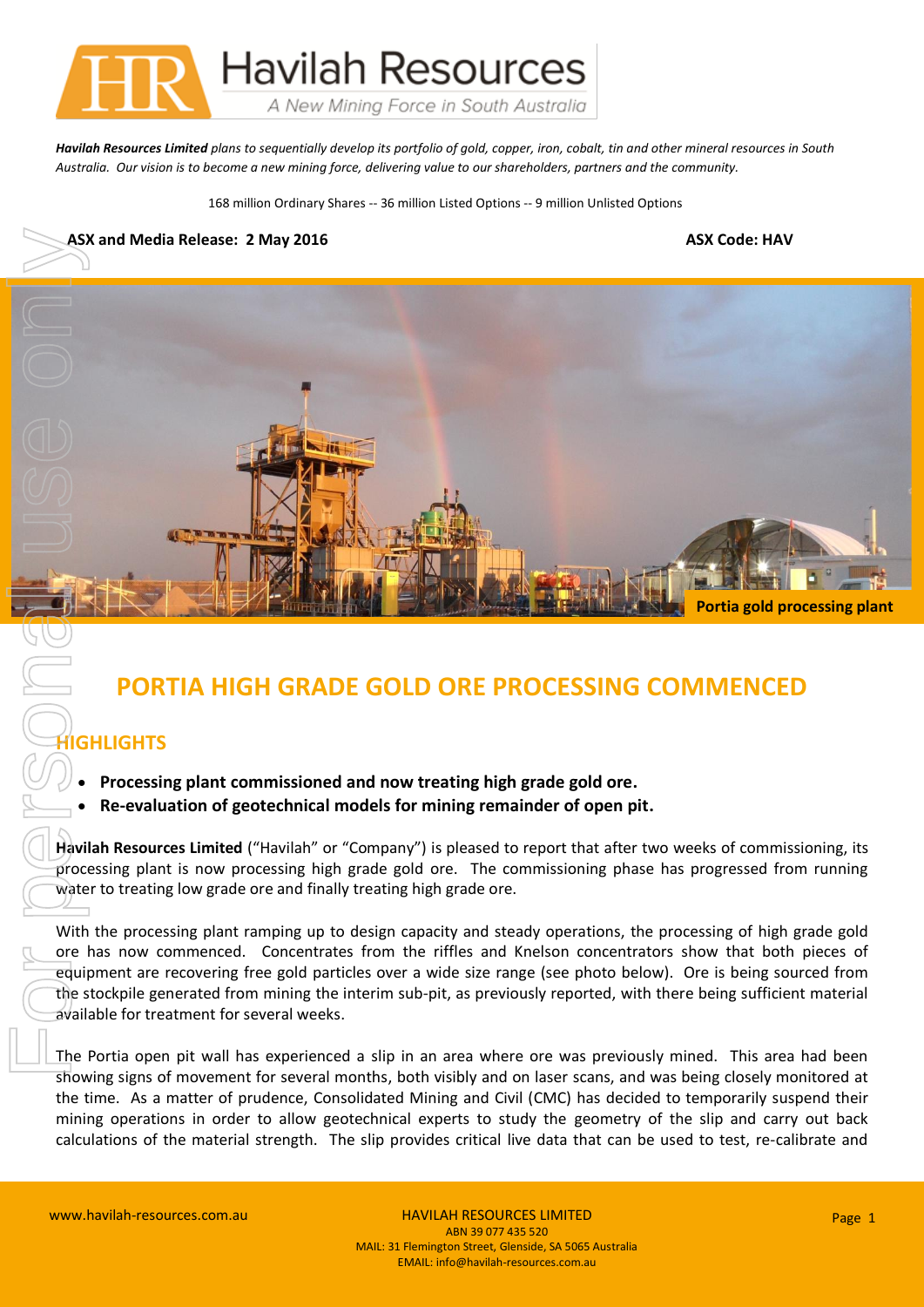**Havilah Resources**
*A New Mining Force in South Australia*

***Havilah Resources Limited** plans to sequentially develop its portfolio of gold, copper, iron, cobalt, tin and other mineral resources in South Australia. Our vision is to become a new mining force, delivering value to our shareholders, partners and the community.*

168 million Ordinary Shares -- 36 million Listed Options -- 9 million Unlisted Options

**ASX and Media Release: 2 May 2016** **ASX Code: HAV**

**Portia gold processing plant**

# PORTIA HIGH GRADE GOLD ORE PROCESSING COMMENCED

## HIGHLIGHTS

- **Processing plant commissioned and now treating high grade gold ore.**
- **Re-evaluation of geotechnical models for mining remainder of open pit.**

**Havilah Resources Limited** ("Havilah" or "Company") is pleased to report that after two weeks of commissioning, its processing plant is now processing high grade gold ore. The commissioning phase has progressed from running water to treating low grade ore and finally treating high grade ore.

With the processing plant ramping up to design capacity and steady operations, the processing of high grade gold ore has now commenced. Concentrates from the riffles and Knelson concentrators show that both pieces of equipment are recovering free gold particles over a wide size range (see photo below). Ore is being sourced from the stockpile generated from mining the interim sub-pit, as previously reported, with there being sufficient material available for treatment for several weeks.

The Portia open pit wall has experienced a slip in an area where ore was previously mined. This area had been showing signs of movement for several months, both visibly and on laser scans, and was being closely monitored at the time. As a matter of prudence, Consolidated Mining and Civil (CMC) has decided to temporarily suspend their mining operations in order to allow geotechnical experts to study the geometry of the slip and carry out back calculations of the material strength. The slip provides critical live data that can be used to test, re-calibrate and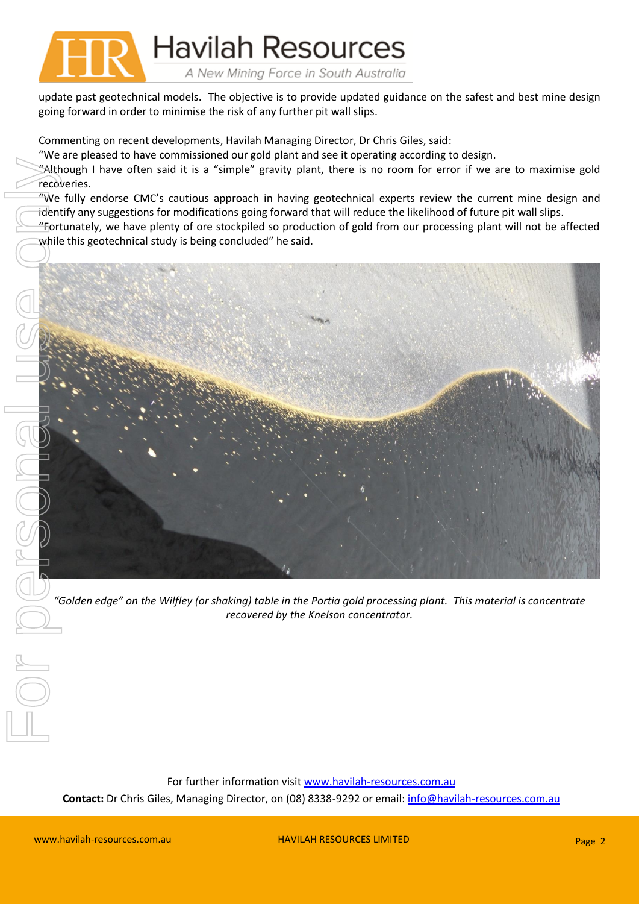update past geotechnical models. The objective is to provide updated guidance on the safest and best mine design going forward in order to minimise the risk of any further pit wall slips.

Commenting on recent developments, Havilah Managing Director, Dr Chris Giles, said:

"We are pleased to have commissioned our gold plant and see it operating according to design.

"Although I have often said it is a "simple" gravity plant, there is no room for error if we are to maximise gold recoveries.

"We fully endorse CMC's cautious approach in having geotechnical experts review the current mine design and identify any suggestions for modifications going forward that will reduce the likelihood of future pit wall slips.

"Fortunately, we have plenty of ore stockpiled so production of gold from our processing plant will not be affected while this geotechnical study is being concluded" he said.

*"Golden edge" on the Wilfley (or shaking) table in the Portia gold processing plant. This material is concentrate recovered by the Knelson concentrator.*

For further information visit www.havilah-resources.com.au

**Contact:** Dr Chris Giles, Managing Director, on (08) 8338-9292 or email: info@havilah-resources.com.au